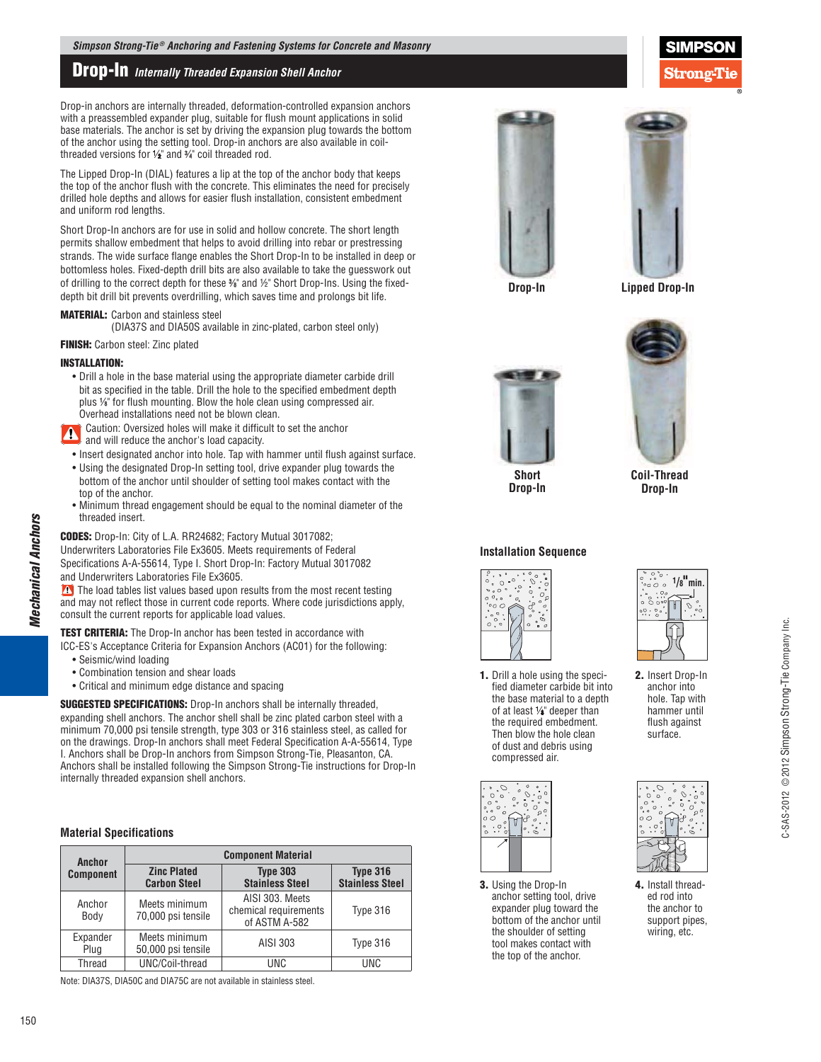*Simpson Strong-Tie® Anchoring and Fastening Systems for Concrete and Masonry*

# Drop-In *Internally Threaded Expansion Shell Anchor*

Drop-in anchors are internally threaded, deformation-controlled expansion anchors with a preassembled expander plug, suitable for flush mount applications in solid base materials. The anchor is set by driving the expansion plug towards the bottom of the anchor using the setting tool. Drop-in anchors are also available in coil-threaded versions for ½" and ¾" coil threaded rod.

The Lipped Drop-In (DIAL) features a lip at the top of the anchor body that keeps the top of the anchor flush with the concrete. This eliminates the need for precisely drilled hole depths and allows for easier flush installation, consistent embedment and uniform rod lengths.

Short Drop-In anchors are for use in solid and hollow concrete. The short length permits shallow embedment that helps to avoid drilling into rebar or prestressing strands. The wide surface flange enables the Short Drop-In to be installed in deep or bottomless holes. Fixed-depth drill bits are also available to take the guesswork out of drilling to the correct depth for these ⅜" and ½" Short Drop-Ins. Using the fixed-depth bit drill bit prevents overdrilling, which saves time and prolongs bit life.

**MATERIAL:** Carbon and stainless steel
(DIA37S and DIA50S available in zinc-plated, carbon steel only)

**FINISH:** Carbon steel: Zinc plated

**INSTALLATION:**

- Drill a hole in the base material using the appropriate diameter carbide drill bit as specified in the table. Drill the hole to the specified embedment depth plus ⅛" for flush mounting. Blow the hole clean using compressed air. Overhead installations need not be blown clean.

⚠ Caution: Oversized holes will make it difficult to set the anchor and will reduce the anchor's load capacity.

- Insert designated anchor into hole. Tap with hammer until flush against surface.
- Using the designated Drop-In setting tool, drive expander plug towards the bottom of the anchor until shoulder of setting tool makes contact with the top of the anchor.
- Minimum thread engagement should be equal to the nominal diameter of the threaded insert.

**CODES:** Drop-In: City of L.A. RR24682; Factory Mutual 3017082; Underwriters Laboratories File Ex3605. Meets requirements of Federal Specifications A-A-55614, Type I. Short Drop-In: Factory Mutual 3017082 and Underwriters Laboratories File Ex3605.

⚠ The load tables list values based upon results from the most recent testing and may not reflect those in current code reports. Where code jurisdictions apply, consult the current reports for applicable load values.

**TEST CRITERIA:** The Drop-In anchor has been tested in accordance with ICC-ES's Acceptance Criteria for Expansion Anchors (AC01) for the following:

- Seismic/wind loading
- Combination tension and shear loads
- Critical and minimum edge distance and spacing

**SUGGESTED SPECIFICATIONS:** Drop-In anchors shall be internally threaded, expanding shell anchors. The anchor shell shall be zinc plated carbon steel with a minimum 70,000 psi tensile strength, type 303 or 316 stainless steel, as called for on the drawings. Drop-In anchors shall meet Federal Specification A-A-55614, Type I. Anchors shall be Drop-In anchors from Simpson Strong-Tie, Pleasanton, CA. Anchors shall be installed following the Simpson Strong-Tie instructions for Drop-In internally threaded expansion shell anchors.

### Material Specifications

| Anchor Component | Component Material | | |
|---|---|---|---|
| | Zinc Plated Carbon Steel | Type 303 Stainless Steel | Type 316 Stainless Steel |
| Anchor Body | Meets minimum 70,000 psi tensile | AISI 303. Meets chemical requirements of ASTM A-582 | Type 316 |
| Expander Plug | Meets minimum 50,000 psi tensile | AISI 303 | Type 316 |
| Thread | UNC/Coil-thread | UNC | UNC |

Note: DIA37S, DIA50C and DIA75C are not available in stainless steel.

Drop-In

Lipped Drop-In

Short Drop-In

Coil-Thread Drop-In

### Installation Sequence

1. Drill a hole using the specified diameter carbide bit into the base material to a depth of at least ¼" deeper than the required embedment. Then blow the hole clean of dust and debris using compressed air.
2. Insert Drop-In anchor into hole. Tap with hammer until flush against surface.
3. Using the Drop-In anchor setting tool, drive expander plug toward the bottom of the anchor until the shoulder of setting tool makes contact with the top of the anchor.
4. Install threaded rod into the anchor to support pipes, wiring, etc.

1/8" min.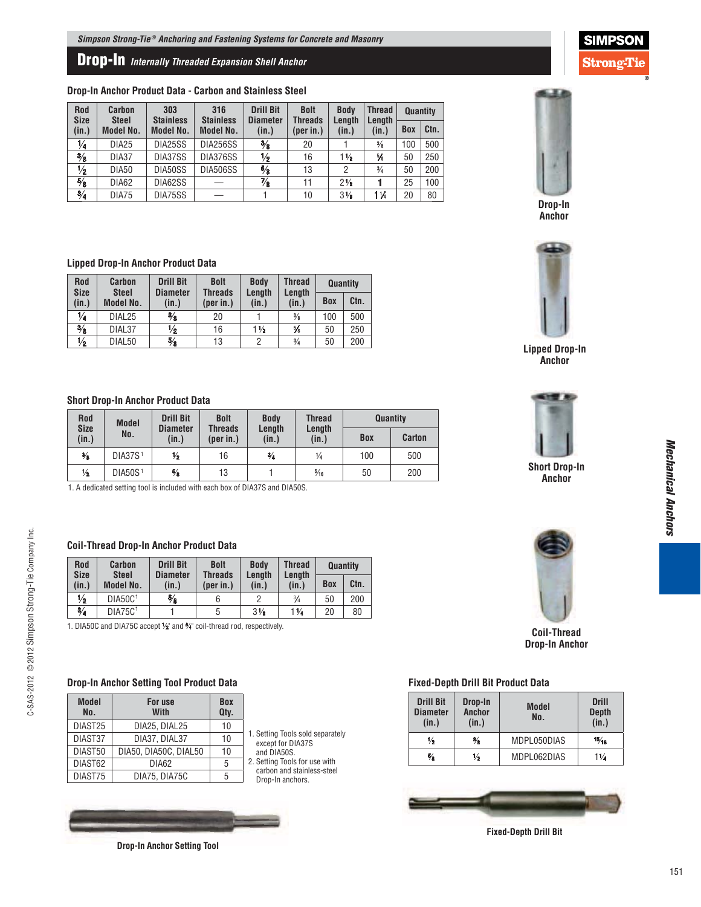## Drop-In *Internally Threaded Expansion Shell Anchor*

### Drop-In Anchor Product Data - Carbon and Stainless Steel

| Rod Size (in.) | Carbon Steel Model No. | 303 Stainless Model No. | 316 Stainless Model No. | Drill Bit Diameter (in.) | Bolt Threads (per in.) | Body Length (in.) | Thread Length (in.) | Quantity | |
|---|---|---|---|---|---|---|---|---|---|
| | | | | | | | | Box | Ctn. |
| 1/4 | DIA25 | DIA25SS | DIA256SS | 3/8 | 20 | 1 | 3/8 | 100 | 500 |
| 3/8 | DIA37 | DIA37SS | DIA376SS | 1/2 | 16 | 1 1/2 | 5/8 | 50 | 250 |
| 1/2 | DIA50 | DIA50SS | DIA506SS | 5/8 | 13 | 2 | 3/4 | 50 | 200 |
| 5/8 | DIA62 | DIA62SS | — | 7/8 | 11 | 2 1/2 | 1 | 25 | 100 |
| 3/4 | DIA75 | DIA75SS | — | 1 | 10 | 3 1/8 | 1 1/4 | 20 | 80 |

Drop-In Anchor

### Lipped Drop-In Anchor Product Data

| Rod Size (in.) | Carbon Steel Model No. | Drill Bit Diameter (in.) | Bolt Threads (per in.) | Body Length (in.) | Thread Length (in.) | Quantity | |
|---|---|---|---|---|---|---|---|
| | | | | | | Box | Ctn. |
| 1/4 | DIAL25 | 3/8 | 20 | 1 | 3/8 | 100 | 500 |
| 3/8 | DIAL37 | 1/2 | 16 | 1 1/2 | 5/8 | 50 | 250 |
| 1/2 | DIAL50 | 5/8 | 13 | 2 | 3/4 | 50 | 200 |

Lipped Drop-In Anchor

### Short Drop-In Anchor Product Data

| Rod Size (in.) | Model No. | Drill Bit Diameter (in.) | Bolt Threads (per in.) | Body Length (in.) | Thread Length (in.) | Quantity | |
|---|---|---|---|---|---|---|---|
| | | | | | | Box | Carton |
| 3/8 | DIA37S[1] | 1/2 | 16 | 3/4 | 1/4 | 100 | 500 |
| 1/2 | DIA50S[1] | 5/8 | 13 | 1 | 5/16 | 50 | 200 |

1. A dedicated setting tool is included with each box of DIA37S and DIA50S.

Short Drop-In Anchor

### Coil-Thread Drop-In Anchor Product Data

| Rod Size (in.) | Carbon Steel Model No. | Drill Bit Diameter (in.) | Bolt Threads (per in.) | Body Length (in.) | Thread Length (in.) | Quantity | |
|---|---|---|---|---|---|---|---|
| | | | | | | Box | Ctn. |
| 1/2 | DIA50C[1] | 5/8 | 6 | 2 | 3/4 | 50 | 200 |
| 3/4 | DIA75C[1] | 1 | 5 | 3 1/8 | 1 1/4 | 20 | 80 |

1. DIA50C and DIA75C accept 1/2" and 3/4" coil-thread rod, respectively.

Coil-Thread Drop-In Anchor

### Drop-In Anchor Setting Tool Product Data

| Model No. | For use With | Box Qty. |
|---|---|---|
| DIAST25 | DIA25, DIAL25 | 10 |
| DIAST37 | DIA37, DIAL37 | 10 |
| DIAST50 | DIA50, DIA50C, DIAL50 | 10 |
| DIAST62 | DIA62 | 5 |
| DIAST75 | DIA75, DIA75C | 5 |

1. Setting Tools sold separately except for DIA37S and DIA50S.
2. Setting Tools for use with carbon and stainless-steel Drop-In anchors.

Drop-In Anchor Setting Tool

### Fixed-Depth Drill Bit Product Data

| Drill Bit Diameter (in.) | Drop-In Anchor (in.) | Model No. | Drill Depth (in.) |
|---|---|---|---|
| 1/2 | 3/8 | MDPL050DIAS | 15/16 |
| 5/8 | 1/2 | MDPL062DIAS | 1 1/4 |

Fixed-Depth Drill Bit

*Mechanical Anchors*